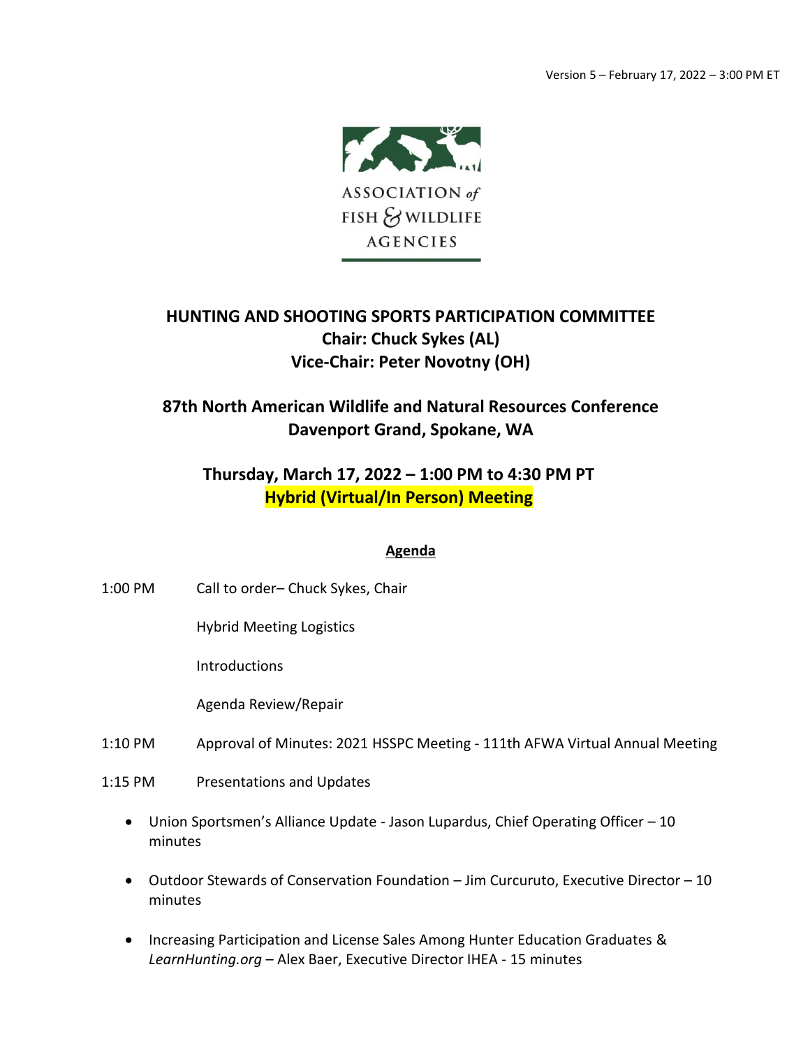Version 5 – February 17, 2022 – 3:00 PM ET

ASSOCIATION *of* FISH & WILDLIFE AGENCIES

# HUNTING AND SHOOTING SPORTS PARTICIPATION COMMITTEE

**Chair: Chuck Sykes (AL)**

**Vice-Chair: Peter Novotny (OH)**

## 87th North American Wildlife and Natural Resources Conference

**Davenport Grand, Spokane, WA**

## Thursday, March 17, 2022 – 1:00 PM to 4:30 PM PT

**Hybrid (Virtual/In Person) Meeting**

### Agenda

1:00 PM Call to order– Chuck Sykes, Chair

Hybrid Meeting Logistics

Introductions

Agenda Review/Repair

1:10 PM Approval of Minutes: 2021 HSSPC Meeting - 111th AFWA Virtual Annual Meeting

1:15 PM Presentations and Updates

- Union Sportsmen's Alliance Update - Jason Lupardus, Chief Operating Officer – 10 minutes
- Outdoor Stewards of Conservation Foundation – Jim Curcuruto, Executive Director – 10 minutes
- Increasing Participation and License Sales Among Hunter Education Graduates & *LearnHunting.org* – Alex Baer, Executive Director IHEA - 15 minutes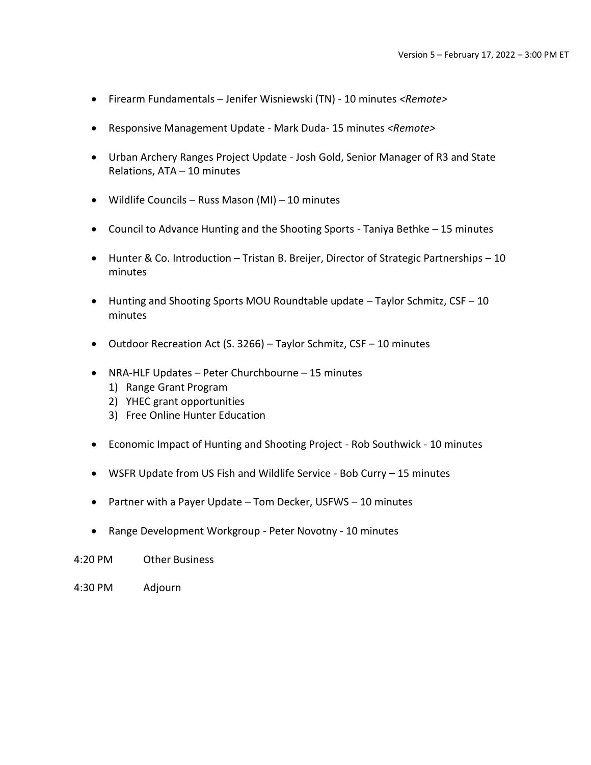Version 5 – February 17, 2022 – 3:00 PM ET

- Firearm Fundamentals – Jenifer Wisniewski (TN) - 10 minutes *<Remote>*
- Responsive Management Update - Mark Duda- 15 minutes *<Remote>*
- Urban Archery Ranges Project Update - Josh Gold, Senior Manager of R3 and State Relations, ATA – 10 minutes
- Wildlife Councils – Russ Mason (MI) – 10 minutes
- Council to Advance Hunting and the Shooting Sports - Taniya Bethke – 15 minutes
- Hunter & Co. Introduction – Tristan B. Breijer, Director of Strategic Partnerships – 10 minutes
- Hunting and Shooting Sports MOU Roundtable update – Taylor Schmitz, CSF – 10 minutes
- Outdoor Recreation Act (S. 3266) – Taylor Schmitz, CSF – 10 minutes
- NRA-HLF Updates – Peter Churchbourne – 15 minutes
  1) Range Grant Program
  2) YHEC grant opportunities
  3) Free Online Hunter Education
- Economic Impact of Hunting and Shooting Project - Rob Southwick - 10 minutes
- WSFR Update from US Fish and Wildlife Service - Bob Curry – 15 minutes
- Partner with a Payer Update – Tom Decker, USFWS – 10 minutes
- Range Development Workgroup - Peter Novotny - 10 minutes

4:20 PM Other Business

4:30 PM Adjourn